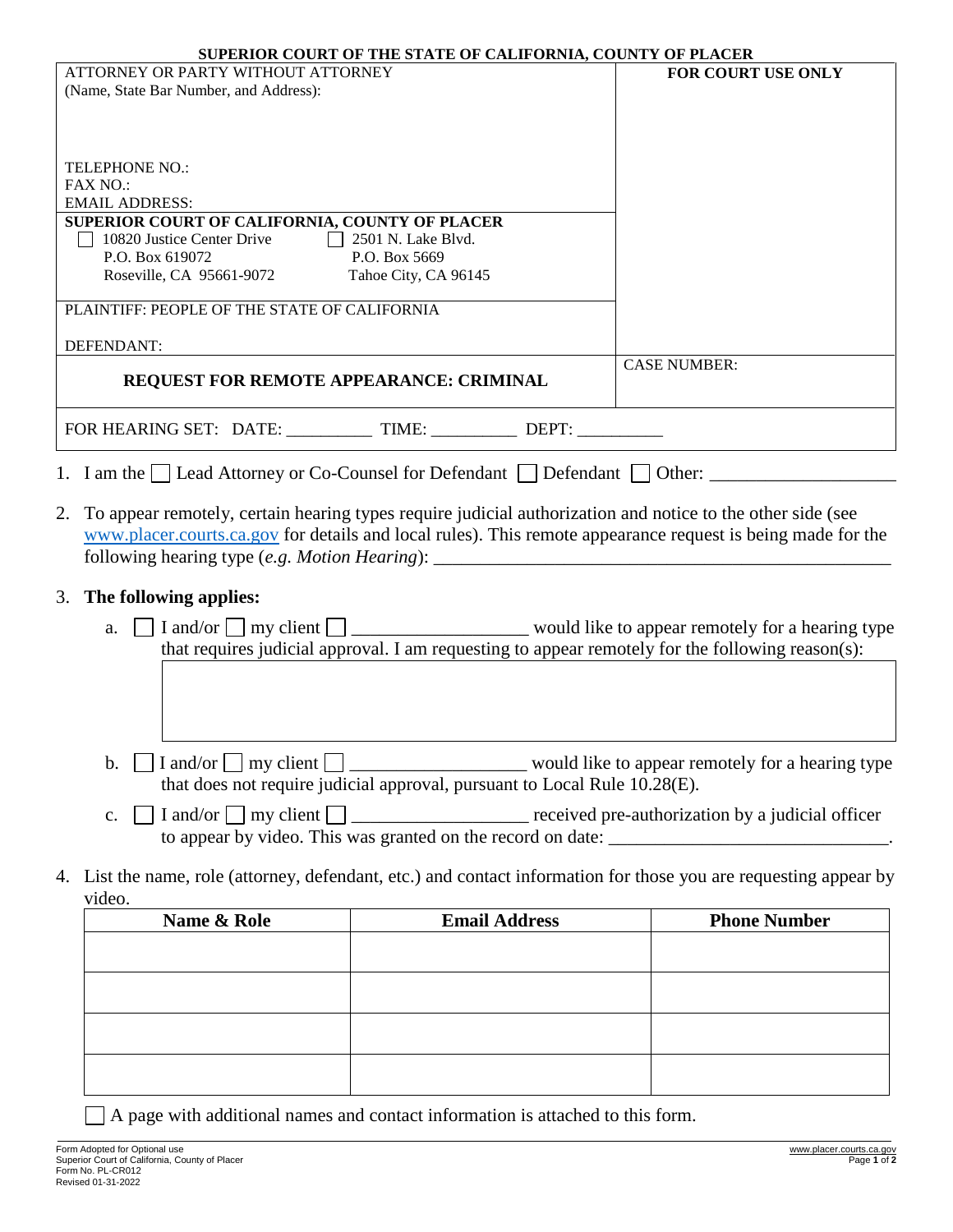**SUPERIOR COURT OF THE STATE OF CALIFORNIA, COUNTY OF PLACER**

| ATTORNEY OR PARTY WITHOUT ATTORNEY (Name, State Bar Number, and Address): | **FOR COURT USE ONLY** |
|---|---|
| TELEPHONE NO.: <br> FAX NO.: <br> EMAIL ADDRESS: | |
| **SUPERIOR COURT OF CALIFORNIA, COUNTY OF PLACER** <br> ☐ 10820 Justice Center Drive, P.O. Box 619072, Roseville, CA 95661-9072 <br> ☐ 2501 N. Lake Blvd., P.O. Box 5669, Tahoe City, CA 96145 | |
| PLAINTIFF: PEOPLE OF THE STATE OF CALIFORNIA <br> DEFENDANT: | |
| **REQUEST FOR REMOTE APPEARANCE: CRIMINAL** | CASE NUMBER: |

FOR HEARING SET: DATE: __________ TIME: __________ DEPT: __________

1. I am the ☐ Lead Attorney or Co-Counsel for Defendant ☐ Defendant ☐ Other: ____________________

2. To appear remotely, certain hearing types require judicial authorization and notice to the other side (see www.placer.courts.ca.gov for details and local rules). This remote appearance request is being made for the following hearing type (*e.g. Motion Hearing*): ____________________________________________

3. **The following applies:**

   a. ☐ I and/or ☐ my client ☐ ___________________ would like to appear remotely for a hearing type that requires judicial approval. I am requesting to appear remotely for the following reason(s):

   | |
   |---|
   | |

   b. ☐ I and/or ☐ my client ☐ ___________________ would like to appear remotely for a hearing type that does not require judicial approval, pursuant to Local Rule 10.28(E).

   c. ☐ I and/or ☐ my client ☐ ___________________ received pre-authorization by a judicial officer to appear by video. This was granted on the record on date: ______________________________.

4. List the name, role (attorney, defendant, etc.) and contact information for those you are requesting appear by video.

| Name & Role | Email Address | Phone Number |
|---|---|---|
| | | |
| | | |
| | | |
| | | |

☐ A page with additional names and contact information is attached to this form.

Form Adopted for Optional use
Superior Court of California, County of Placer
Form No. PL-CR012
Revised 01-31-2022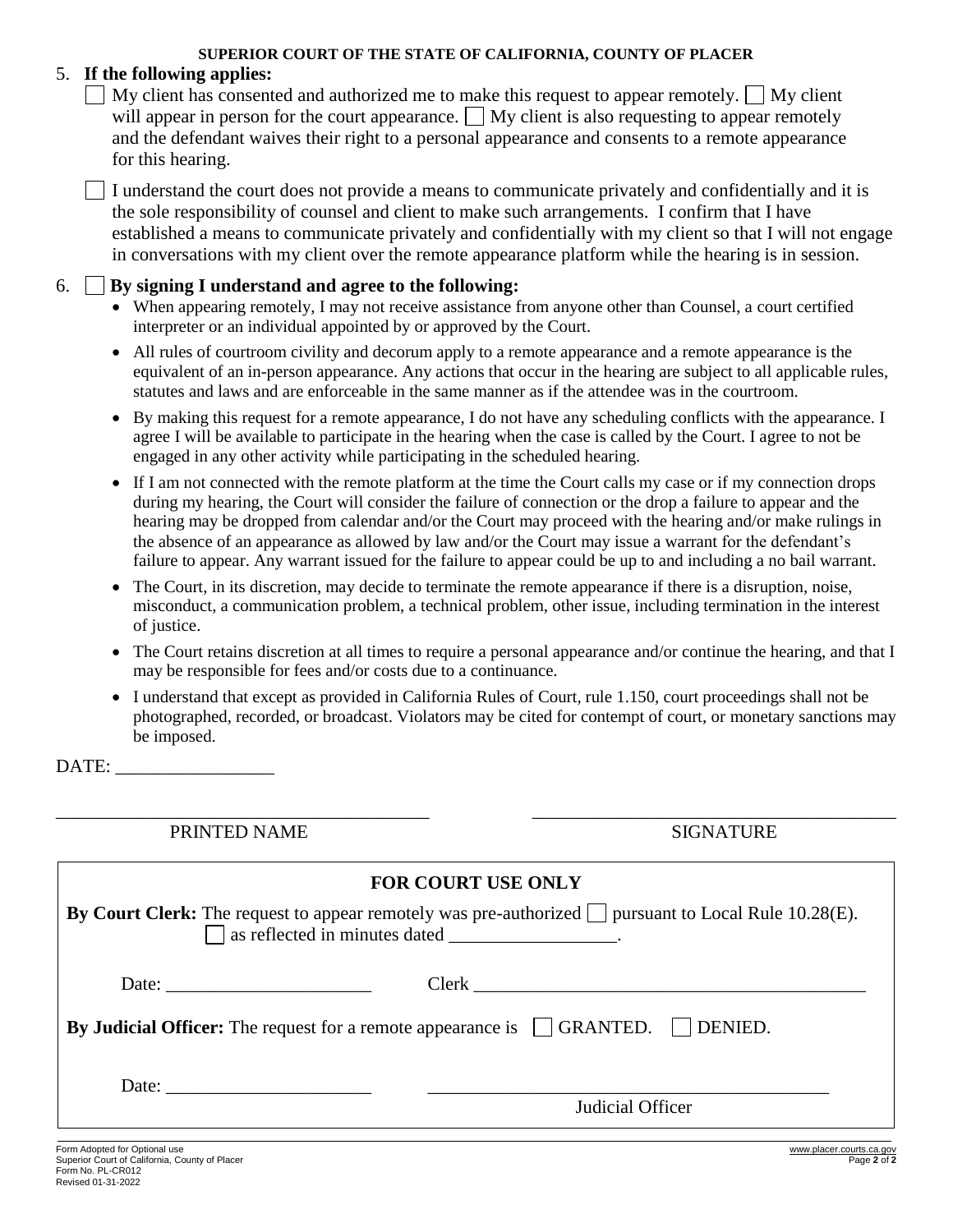**SUPERIOR COURT OF THE STATE OF CALIFORNIA, COUNTY OF PLACER**

5. **If the following applies:**

   ☐ My client has consented and authorized me to make this request to appear remotely. ☐ My client will appear in person for the court appearance. ☐ My client is also requesting to appear remotely and the defendant waives their right to a personal appearance and consents to a remote appearance for this hearing.

   ☐ I understand the court does not provide a means to communicate privately and confidentially and it is the sole responsibility of counsel and client to make such arrangements. I confirm that I have established a means to communicate privately and confidentially with my client so that I will not engage in conversations with my client over the remote appearance platform while the hearing is in session.

6. ☐ **By signing I understand and agree to the following:**

   - When appearing remotely, I may not receive assistance from anyone other than Counsel, a court certified interpreter or an individual appointed by or approved by the Court.
   - All rules of courtroom civility and decorum apply to a remote appearance and a remote appearance is the equivalent of an in-person appearance. Any actions that occur in the hearing are subject to all applicable rules, statutes and laws and are enforceable in the same manner as if the attendee was in the courtroom.
   - By making this request for a remote appearance, I do not have any scheduling conflicts with the appearance. I agree I will be available to participate in the hearing when the case is called by the Court. I agree to not be engaged in any other activity while participating in the scheduled hearing.
   - If I am not connected with the remote platform at the time the Court calls my case or if my connection drops during my hearing, the Court will consider the failure of connection or the drop a failure to appear and the hearing may be dropped from calendar and/or the Court may proceed with the hearing and/or make rulings in the absence of an appearance as allowed by law and/or the Court may issue a warrant for the defendant's failure to appear. Any warrant issued for the failure to appear could be up to and including a no bail warrant.
   - The Court, in its discretion, may decide to terminate the remote appearance if there is a disruption, noise, misconduct, a communication problem, a technical problem, other issue, including termination in the interest of justice.
   - The Court retains discretion at all times to require a personal appearance and/or continue the hearing, and that I may be responsible for fees and/or costs due to a continuance.
   - I understand that except as provided in California Rules of Court, rule 1.150, court proceedings shall not be photographed, recorded, or broadcast. Violators may be cited for contempt of court, or monetary sanctions may be imposed.

DATE: _________________

_______________________________________ PRINTED NAME

_______________________________________ SIGNATURE

**FOR COURT USE ONLY**

**By Court Clerk:** The request to appear remotely was pre-authorized ☐ pursuant to Local Rule 10.28(E).
☐ as reflected in minutes dated __________________.

Date: ______________________ Clerk ____________________________________________

**By Judicial Officer:** The request for a remote appearance is ☐ GRANTED. ☐ DENIED.

Date: ______________________ ____________________________________________ Judicial Officer

Form Adopted for Optional use
Superior Court of California, County of Placer
Form No. PL-CR012
Revised 01-31-2022

www.placer.courts.ca.gov